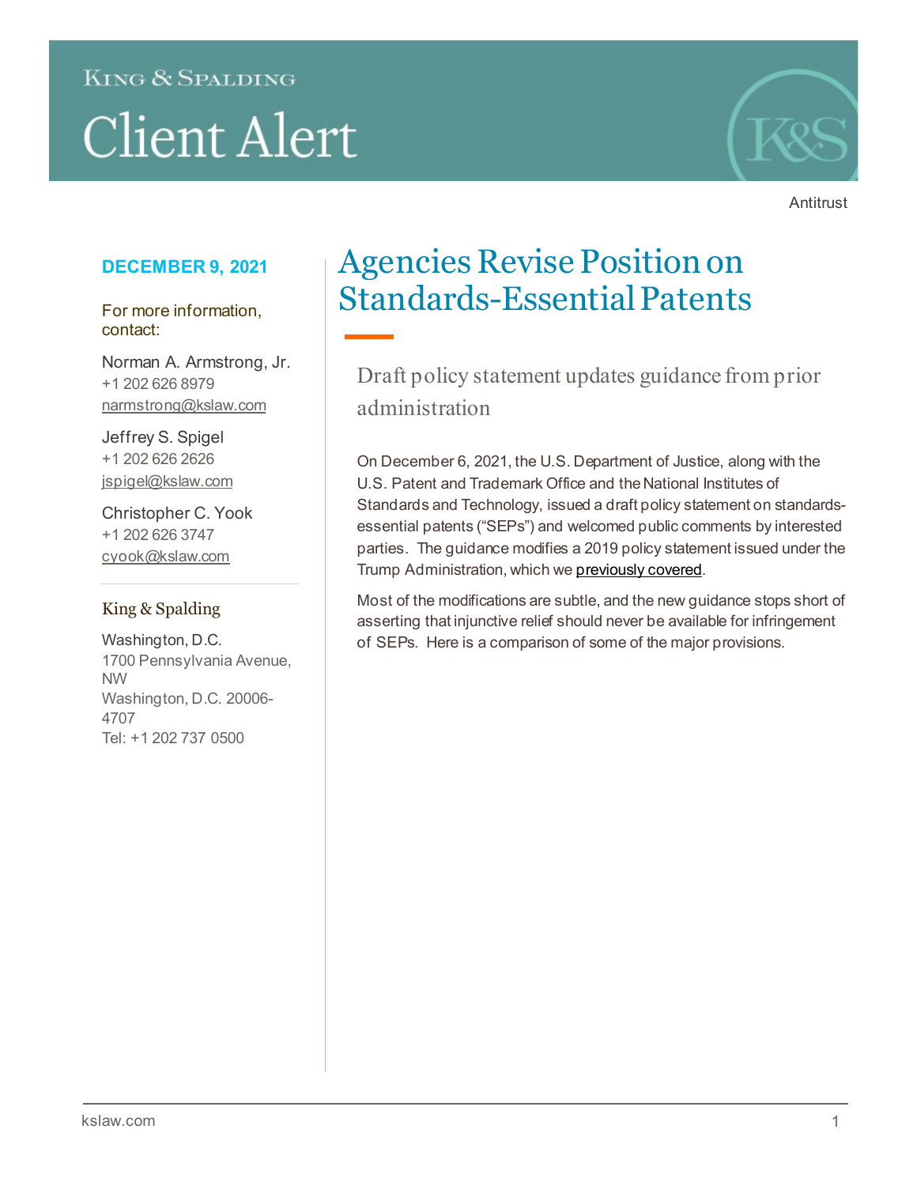King & Spalding

# Client Alert

Antitrust

**DECEMBER 9, 2021**

For more information, contact:

Norman A. Armstrong, Jr.
+1 202 626 8979
narmstrong@kslaw.com

Jeffrey S. Spigel
+1 202 626 2626
jspigel@kslaw.com

Christopher C. Yook
+1 202 626 3747
cyook@kslaw.com

King & Spalding

Washington, D.C.
1700 Pennsylvania Avenue, NW
Washington, D.C. 20006-4707
Tel: +1 202 737 0500

# Agencies Revise Position on Standards-Essential Patents

## Draft policy statement updates guidance from prior administration

On December 6, 2021, the U.S. Department of Justice, along with the U.S. Patent and Trademark Office and the National Institutes of Standards and Technology, issued a draft policy statement on standards-essential patents ("SEPs") and welcomed public comments by interested parties. The guidance modifies a 2019 policy statement issued under the Trump Administration, which we previously covered.

Most of the modifications are subtle, and the new guidance stops short of asserting that injunctive relief should never be available for infringement of SEPs. Here is a comparison of some of the major provisions.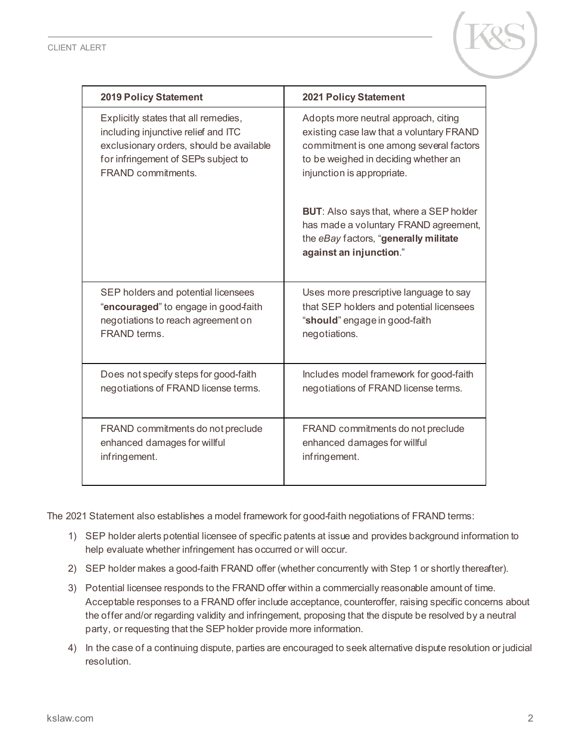| 2019 Policy Statement | 2021 Policy Statement |
|---|---|
| Explicitly states that all remedies, including injunctive relief and ITC exclusionary orders, should be available for infringement of SEPs subject to FRAND commitments. | Adopts more neutral approach, citing existing case law that a voluntary FRAND commitment is one among several factors to be weighed in deciding whether an injunction is appropriate.<br><br>**BUT**: Also says that, where a SEP holder has made a voluntary FRAND agreement, the *eBay* factors, "**generally militate against an injunction**." |
| SEP holders and potential licensees "**encouraged**" to engage in good-faith negotiations to reach agreement on FRAND terms. | Uses more prescriptive language to say that SEP holders and potential licensees "**should**" engage in good-faith negotiations. |
| Does not specify steps for good-faith negotiations of FRAND license terms. | Includes model framework for good-faith negotiations of FRAND license terms. |
| FRAND commitments do not preclude enhanced damages for willful infringement. | FRAND commitments do not preclude enhanced damages for willful infringement. |

The 2021 Statement also establishes a model framework for good-faith negotiations of FRAND terms:

1) SEP holder alerts potential licensee of specific patents at issue and provides background information to help evaluate whether infringement has occurred or will occur.
2) SEP holder makes a good-faith FRAND offer (whether concurrently with Step 1 or shortly thereafter).
3) Potential licensee responds to the FRAND offer within a commercially reasonable amount of time. Acceptable responses to a FRAND offer include acceptance, counteroffer, raising specific concerns about the offer and/or regarding validity and infringement, proposing that the dispute be resolved by a neutral party, or requesting that the SEP holder provide more information.
4) In the case of a continuing dispute, parties are encouraged to seek alternative dispute resolution or judicial resolution.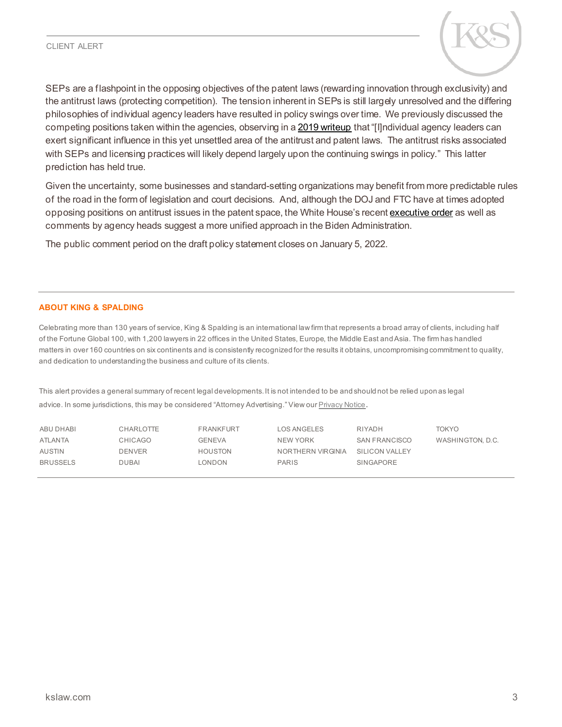SEPs are a flashpoint in the opposing objectives of the patent laws (rewarding innovation through exclusivity) and the antitrust laws (protecting competition). The tension inherent in SEPs is still largely unresolved and the differing philosophies of individual agency leaders have resulted in policy swings over time. We previously discussed the competing positions taken within the agencies, observing in a 2019 writeup that "[I]ndividual agency leaders can exert significant influence in this yet unsettled area of the antitrust and patent laws. The antitrust risks associated with SEPs and licensing practices will likely depend largely upon the continuing swings in policy." This latter prediction has held true.

Given the uncertainty, some businesses and standard-setting organizations may benefit from more predictable rules of the road in the form of legislation and court decisions. And, although the DOJ and FTC have at times adopted opposing positions on antitrust issues in the patent space, the White House's recent executive order as well as comments by agency heads suggest a more unified approach in the Biden Administration.

The public comment period on the draft policy statement closes on January 5, 2022.

## ABOUT KING & SPALDING

Celebrating more than 130 years of service, King & Spalding is an international law firm that represents a broad array of clients, including half of the Fortune Global 100, with 1,200 lawyers in 22 offices in the United States, Europe, the Middle East and Asia. The firm has handled matters in over 160 countries on six continents and is consistently recognized for the results it obtains, uncompromising commitment to quality, and dedication to understanding the business and culture of its clients.

This alert provides a general summary of recent legal developments. It is not intended to be and should not be relied upon as legal advice. In some jurisdictions, this may be considered "Attorney Advertising." View our Privacy Notice.

| | | | | | |
|---|---|---|---|---|---|
| ABU DHABI | CHARLOTTE | FRANKFURT | LOS ANGELES | RIYADH | TOKYO |
| ATLANTA | CHICAGO | GENEVA | NEW YORK | SAN FRANCISCO | WASHINGTON, D.C. |
| AUSTIN | DENVER | HOUSTON | NORTHERN VIRGINIA | SILICON VALLEY | |
| BRUSSELS | DUBAI | LONDON | PARIS | SINGAPORE | |